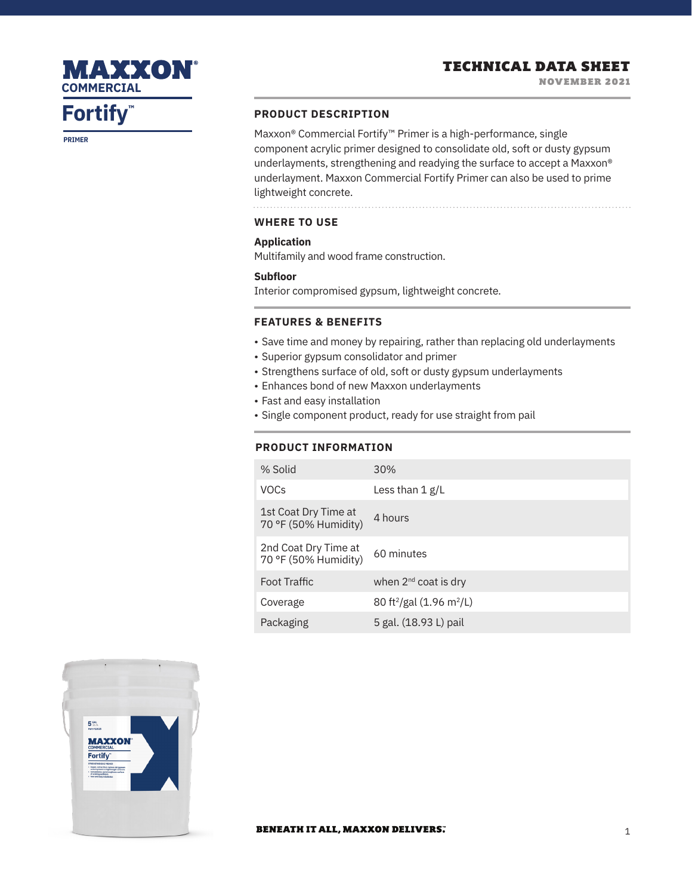# MAXXON® COMMERCIAL

## Fortify™

PRIMER

# TECHNICAL DATA SHEET

NOVEMBER 2021

## PRODUCT DESCRIPTION

Maxxon® Commercial Fortify™ Primer is a high-performance, single component acrylic primer designed to consolidate old, soft or dusty gypsum underlayments, strengthening and readying the surface to accept a Maxxon® underlayment. Maxxon Commercial Fortify Primer can also be used to prime lightweight concrete.

## WHERE TO USE

**Application**

Multifamily and wood frame construction.

**Subfloor**

Interior compromised gypsum, lightweight concrete.

## FEATURES & BENEFITS

- Save time and money by repairing, rather than replacing old underlayments
- Superior gypsum consolidator and primer
- Strengthens surface of old, soft or dusty gypsum underlayments
- Enhances bond of new Maxxon underlayments
- Fast and easy installation
- Single component product, ready for use straight from pail

## PRODUCT INFORMATION

| | |
|---|---|
| % Solid | 30% |
| VOCs | Less than 1 g/L |
| 1st Coat Dry Time at 70 °F (50% Humidity) | 4 hours |
| 2nd Coat Dry Time at 70 °F (50% Humidity) | 60 minutes |
| Foot Traffic | when 2nd coat is dry |
| Coverage | 80 ft²/gal (1.96 m²/L) |
| Packaging | 5 gal. (18.93 L) pail |

BENEATH IT ALL, MAXXON DELIVERS.™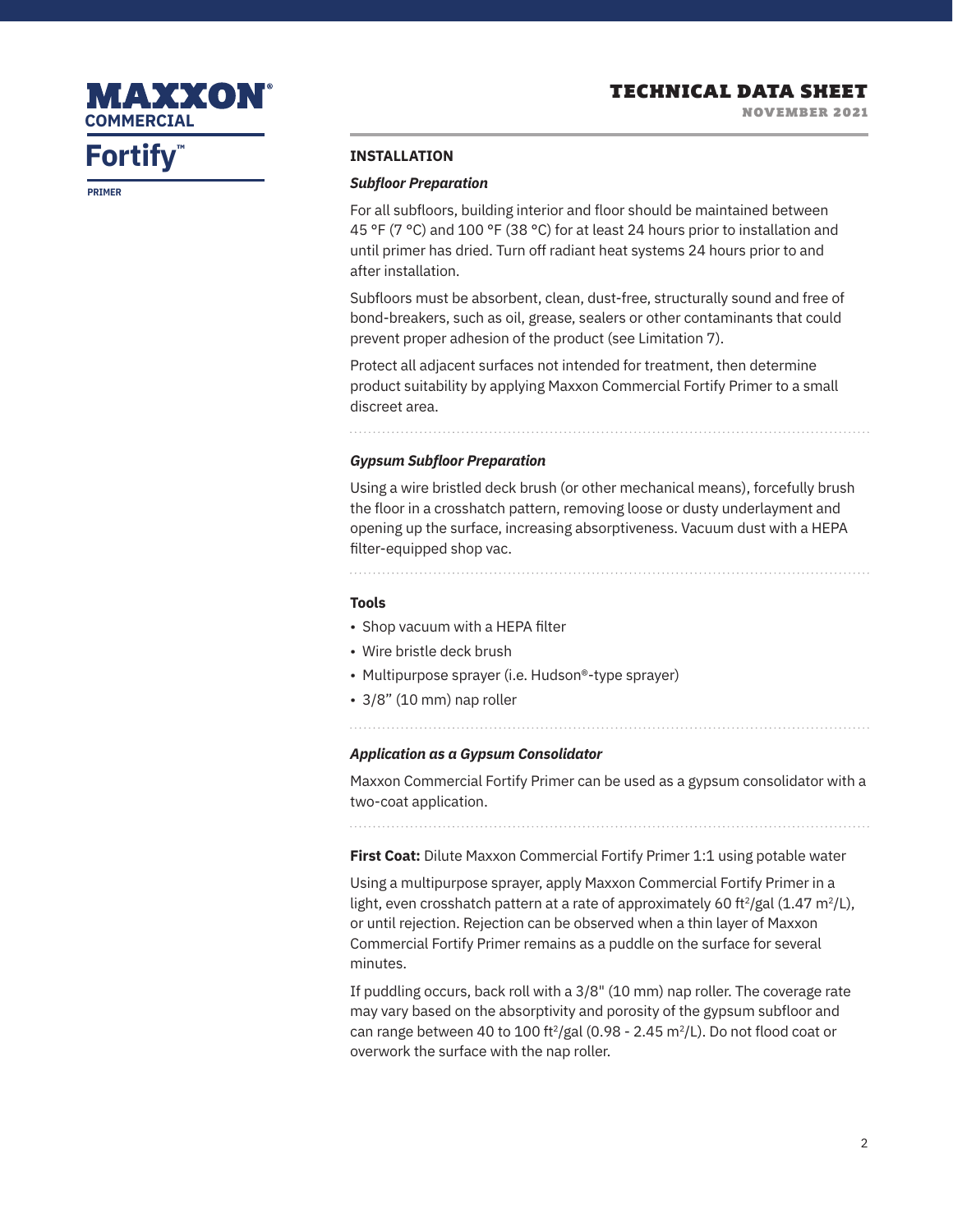## INSTALLATION

### *Subfloor Preparation*

For all subfloors, building interior and floor should be maintained between 45 °F (7 °C) and 100 °F (38 °C) for at least 24 hours prior to installation and until primer has dried. Turn off radiant heat systems 24 hours prior to and after installation.

Subfloors must be absorbent, clean, dust-free, structurally sound and free of bond-breakers, such as oil, grease, sealers or other contaminants that could prevent proper adhesion of the product (see Limitation 7).

Protect all adjacent surfaces not intended for treatment, then determine product suitability by applying Maxxon Commercial Fortify Primer to a small discreet area.

### *Gypsum Subfloor Preparation*

Using a wire bristled deck brush (or other mechanical means), forcefully brush the floor in a crosshatch pattern, removing loose or dusty underlayment and opening up the surface, increasing absorptiveness. Vacuum dust with a HEPA filter-equipped shop vac.

### Tools

- Shop vacuum with a HEPA filter
- Wire bristle deck brush
- Multipurpose sprayer (i.e. Hudson®-type sprayer)
- 3/8" (10 mm) nap roller

### *Application as a Gypsum Consolidator*

Maxxon Commercial Fortify Primer can be used as a gypsum consolidator with a two-coat application.

**First Coat:** Dilute Maxxon Commercial Fortify Primer 1:1 using potable water

Using a multipurpose sprayer, apply Maxxon Commercial Fortify Primer in a light, even crosshatch pattern at a rate of approximately 60 ft$^2$/gal (1.47 m$^2$/L), or until rejection. Rejection can be observed when a thin layer of Maxxon Commercial Fortify Primer remains as a puddle on the surface for several minutes.

If puddling occurs, back roll with a 3/8" (10 mm) nap roller. The coverage rate may vary based on the absorptivity and porosity of the gypsum subfloor and can range between 40 to 100 ft$^2$/gal (0.98 - 2.45 m$^2$/L). Do not flood coat or overwork the surface with the nap roller.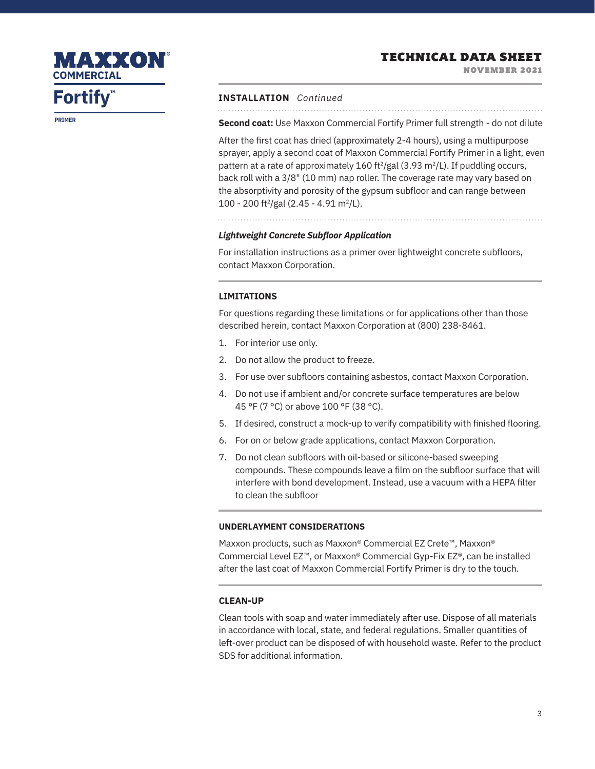**MAXXON® COMMERCIAL**

**Fortify™**

**PRIMER**

## TECHNICAL DATA SHEET

**NOVEMBER 2021**

### INSTALLATION *Continued*

**Second coat:** Use Maxxon Commercial Fortify Primer full strength - do not dilute

After the first coat has dried (approximately 2-4 hours), using a multipurpose sprayer, apply a second coat of Maxxon Commercial Fortify Primer in a light, even pattern at a rate of approximately 160 ft$^2$/gal (3.93 m$^2$/L). If puddling occurs, back roll with a 3/8" (10 mm) nap roller. The coverage rate may vary based on the absorptivity and porosity of the gypsum subfloor and can range between 100 - 200 ft$^2$/gal (2.45 - 4.91 m$^2$/L).

***Lightweight Concrete Subfloor Application***

For installation instructions as a primer over lightweight concrete subfloors, contact Maxxon Corporation.

### LIMITATIONS

For questions regarding these limitations or for applications other than those described herein, contact Maxxon Corporation at (800) 238-8461.

1. For interior use only.
2. Do not allow the product to freeze.
3. For use over subfloors containing asbestos, contact Maxxon Corporation.
4. Do not use if ambient and/or concrete surface temperatures are below 45 °F (7 °C) or above 100 °F (38 °C).
5. If desired, construct a mock-up to verify compatibility with finished flooring.
6. For on or below grade applications, contact Maxxon Corporation.
7. Do not clean subfloors with oil-based or silicone-based sweeping compounds. These compounds leave a film on the subfloor surface that will interfere with bond development. Instead, use a vacuum with a HEPA filter to clean the subfloor

### UNDERLAYMENT CONSIDERATIONS

Maxxon products, such as Maxxon® Commercial EZ Crete™, Maxxon® Commercial Level EZ™, or Maxxon® Commercial Gyp-Fix EZ®, can be installed after the last coat of Maxxon Commercial Fortify Primer is dry to the touch.

### CLEAN-UP

Clean tools with soap and water immediately after use. Dispose of all materials in accordance with local, state, and federal regulations. Smaller quantities of left-over product can be disposed of with household waste. Refer to the product SDS for additional information.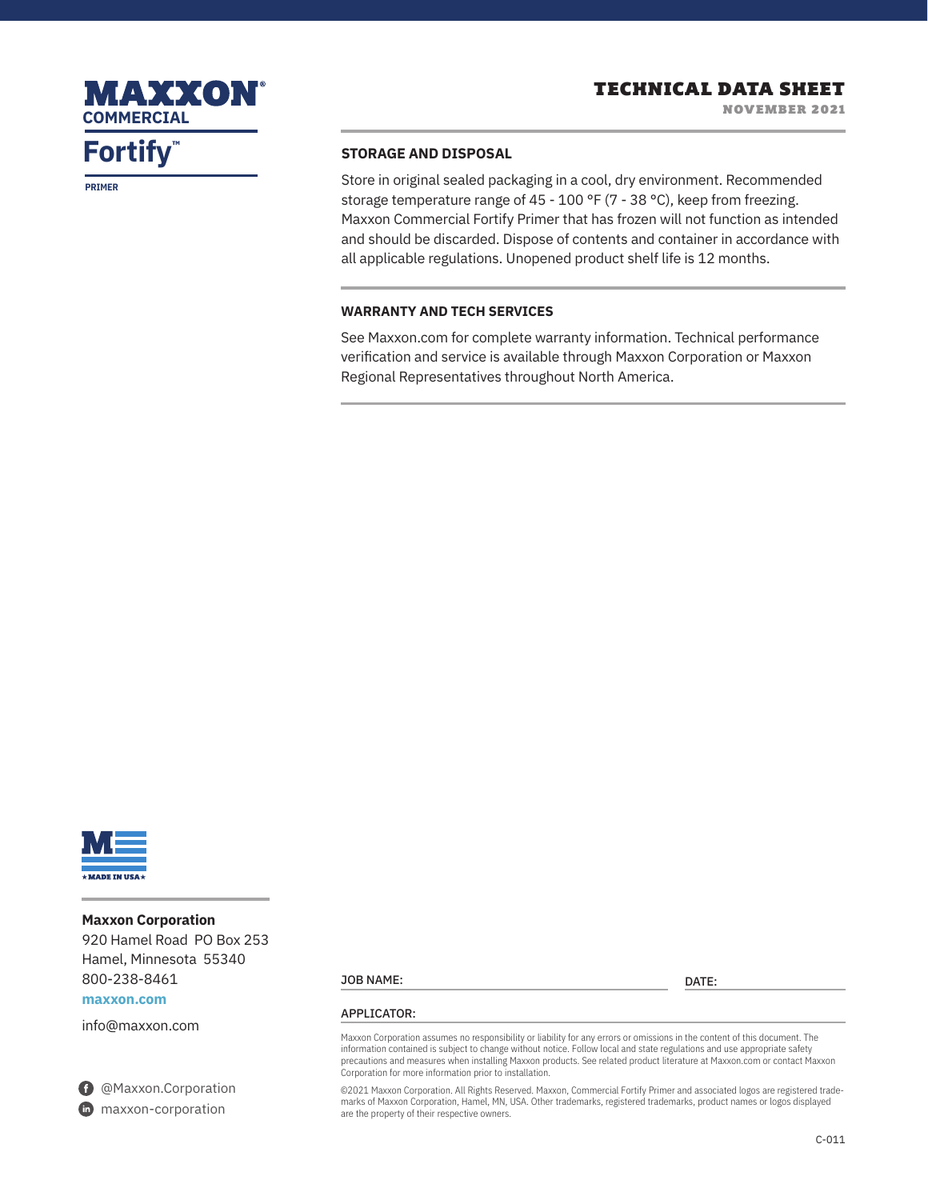# MAXXON® COMMERCIAL

## Fortify™

PRIMER

**TECHNICAL DATA SHEET**
NOVEMBER 2021

### STORAGE AND DISPOSAL

Store in original sealed packaging in a cool, dry environment. Recommended storage temperature range of 45 - 100 °F (7 - 38 °C), keep from freezing. Maxxon Commercial Fortify Primer that has frozen will not function as intended and should be discarded. Dispose of contents and container in accordance with all applicable regulations. Unopened product shelf life is 12 months.

### WARRANTY AND TECH SERVICES

See Maxxon.com for complete warranty information. Technical performance verification and service is available through Maxxon Corporation or Maxxon Regional Representatives throughout North America.

★MADE IN USA★

**Maxxon Corporation**
920 Hamel Road PO Box 253
Hamel, Minnesota 55340
800-238-8461
**maxxon.com**
info@maxxon.com

@Maxxon.Corporation
maxxon-corporation

JOB NAME: DATE:

APPLICATOR:

Maxxon Corporation assumes no responsibility or liability for any errors or omissions in the content of this document. The information contained is subject to change without notice. Follow local and state regulations and use appropriate safety precautions and measures when installing Maxxon products. See related product literature at Maxxon.com or contact Maxxon Corporation for more information prior to installation.

©2021 Maxxon Corporation. All Rights Reserved. Maxxon, Commercial Fortify Primer and associated logos are registered trademarks of Maxxon Corporation, Hamel, MN, USA. Other trademarks, registered trademarks, product names or logos displayed are the property of their respective owners.

C-011